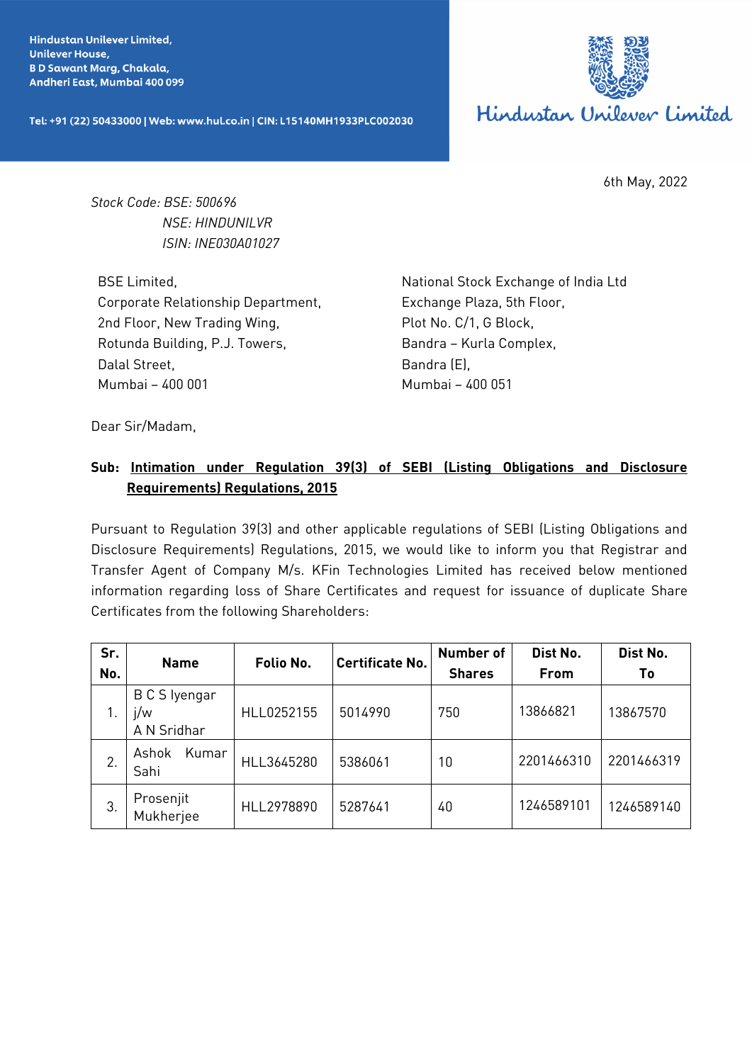Hindustan Unilever Limited,
Unilever House,
B D Sawant Marg, Chakala,
Andheri East, Mumbai 400 099

Tel: +91 (22) 50433000 | Web: www.hul.co.in | CIN: L15140MH1933PLC002030

Hindustan Unilever Limited

6th May, 2022

*Stock Code: BSE: 500696*
*NSE: HINDUNILVR*
*ISIN: INE030A01027*

BSE Limited,
Corporate Relationship Department,
2nd Floor, New Trading Wing,
Rotunda Building, P.J. Towers,
Dalal Street,
Mumbai – 400 001

National Stock Exchange of India Ltd
Exchange Plaza, 5th Floor,
Plot No. C/1, G Block,
Bandra – Kurla Complex,
Bandra (E),
Mumbai – 400 051

Dear Sir/Madam,

**Sub: Intimation under Regulation 39(3) of SEBI (Listing Obligations and Disclosure Requirements) Regulations, 2015**

Pursuant to Regulation 39(3) and other applicable regulations of SEBI (Listing Obligations and Disclosure Requirements) Regulations, 2015, we would like to inform you that Registrar and Transfer Agent of Company M/s. KFin Technologies Limited has received below mentioned information regarding loss of Share Certificates and request for issuance of duplicate Share Certificates from the following Shareholders:

| Sr. No. | Name | Folio No. | Certificate No. | Number of Shares | Dist No. From | Dist No. To |
|---|---|---|---|---|---|---|
| 1. | B C S Iyengar j/w A N Sridhar | HLL0252155 | 5014990 | 750 | 13866821 | 13867570 |
| 2. | Ashok Kumar Sahi | HLL3645280 | 5386061 | 10 | 2201466310 | 2201466319 |
| 3. | Prosenjit Mukherjee | HLL2978890 | 5287641 | 40 | 1246589101 | 1246589140 |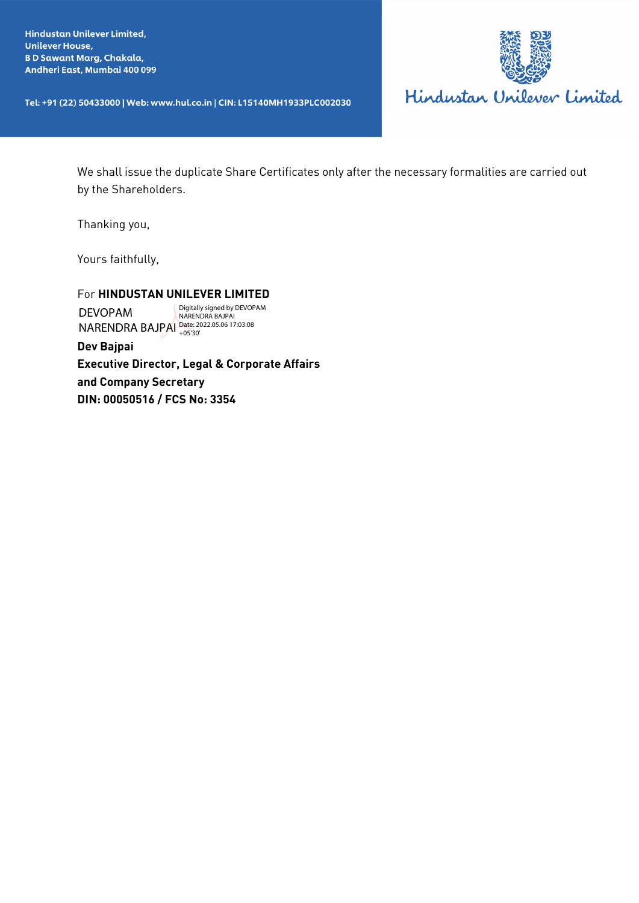We shall issue the duplicate Share Certificates only after the necessary formalities are carried out by the Shareholders.

Thanking you,

Yours faithfully,

For **HINDUSTAN UNILEVER LIMITED**

DEVOPAM NARENDRA BAJPAI

Digitally signed by DEVOPAM NARENDRA BAJPAI
Date: 2022.05.06 17:03:08 +05'30'

**Dev Bajpai**
**Executive Director, Legal & Corporate Affairs**
**and Company Secretary**
**DIN: 00050516 / FCS No: 3354**